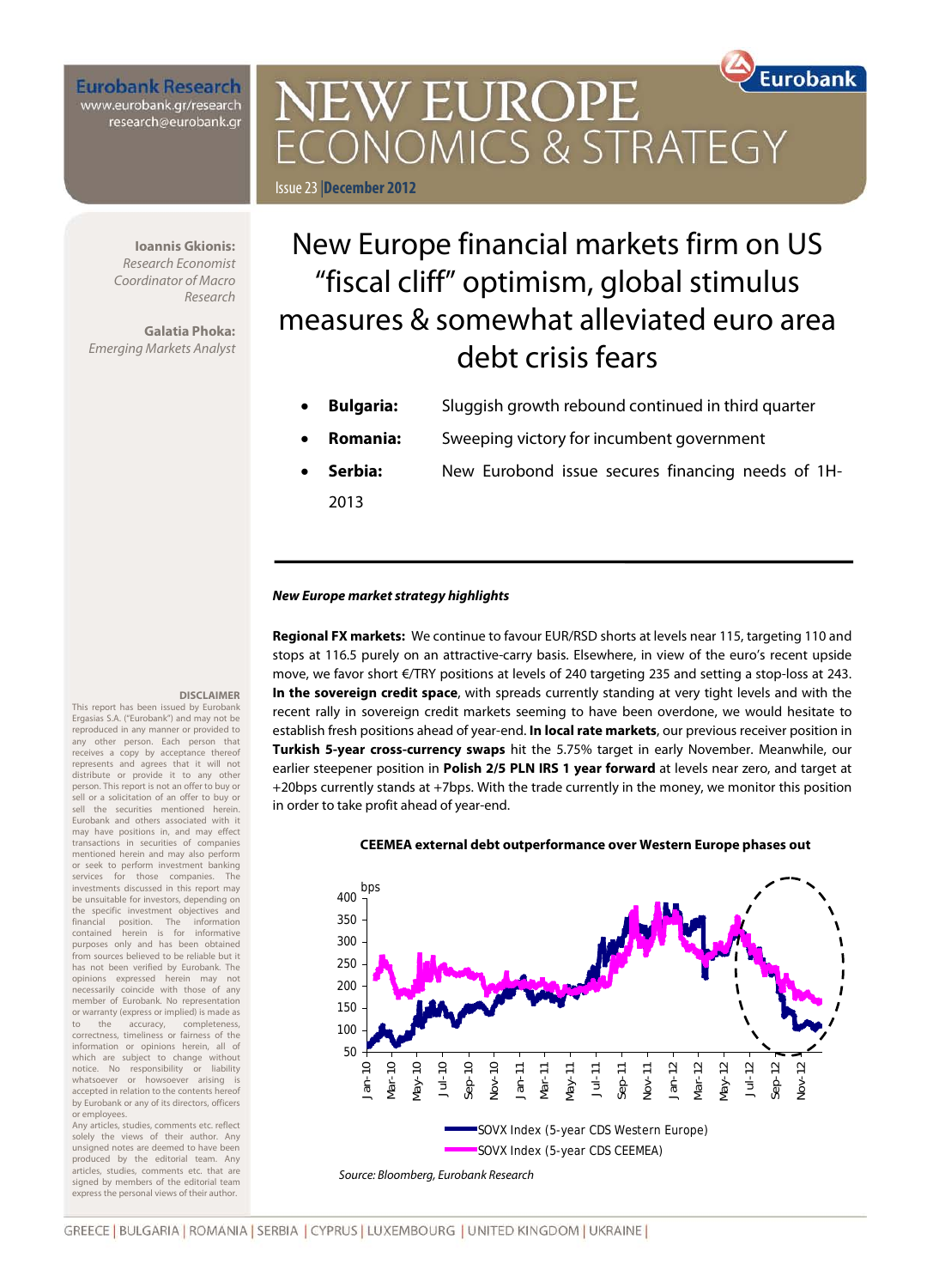Eurobank Research
www.eurobank.gr/research
research@eurobank.gr

# NEW EUROPE ECONOMICS & STRATEGY

Issue 23 | December 2012

**Ioannis Gkionis:**
*Research Economist*
*Coordinator of Macro Research*

**Galatia Phoka:**
*Emerging Markets Analyst*

# New Europe financial markets firm on US "fiscal cliff" optimism, global stimulus measures & somewhat alleviated euro area debt crisis fears

- **Bulgaria:** Sluggish growth rebound continued in third quarter
- **Romania:** Sweeping victory for incumbent government
- **Serbia:** New Eurobond issue secures financing needs of 1H-2013

***New Europe market strategy highlights***

**Regional FX markets:** We continue to favour EUR/RSD shorts at levels near 115, targeting 110 and stops at 116.5 purely on an attractive-carry basis. Elsewhere, in view of the euro's recent upside move, we favor short €/TRY positions at levels of 240 targeting 235 and setting a stop-loss at 243. **In the sovereign credit space**, with spreads currently standing at very tight levels and with the recent rally in sovereign credit markets seeming to have been overdone, we would hesitate to establish fresh positions ahead of year-end. **In local rate markets**, our previous receiver position in **Turkish 5-year cross-currency swaps** hit the 5.75% target in early November. Meanwhile, our earlier steepener position in **Polish 2/5 PLN IRS 1 year forward** at levels near zero, and target at +20bps currently stands at +7bps. With the trade currently in the money, we monitor this position in order to take profit ahead of year-end.

**CEEMEA external debt outperformance over Western Europe phases out**

SOVX Index (5-year CDS Western Europe)
SOVX Index (5-year CDS CEEMEA)

*Source: Bloomberg, Eurobank Research*

**DISCLAIMER**

This report has been issued by Eurobank Ergasias S.A. ("Eurobank") and may not be reproduced in any manner or provided to any other person. Each person that receives a copy by acceptance thereof represents and agrees that it will not distribute or provide it to any other person. This report is not an offer to buy or sell or a solicitation of an offer to buy or sell the securities mentioned herein. Eurobank and others associated with it may have positions in, and may effect transactions in securities of companies mentioned herein and may also perform or seek to perform investment banking services for those companies. The investments discussed in this report may be unsuitable for investors, depending on the specific investment objectives and financial position. The information contained herein is for informative purposes only and has been obtained from sources believed to be reliable but it has not been verified by Eurobank. The opinions expressed herein may not necessarily coincide with those of any member of Eurobank. No representation or warranty (express or implied) is made as to the accuracy, completeness, correctness, timeliness or fairness of the information or opinions herein, all of which are subject to change without notice. No responsibility or liability whatsoever or howsoever arising is accepted in relation to the contents hereof by Eurobank or any of its directors, officers or employees.

Any articles, studies, comments etc. reflect solely the views of their author. Any unsigned notes are deemed to have been produced by the editorial team. Any articles, studies, comments etc. that are signed by members of the editorial team express the personal views of their author.

GREECE | BULGARIA | ROMANIA | SERBIA | CYPRUS | LUXEMBOURG | UNITED KINGDOM | UKRAINE |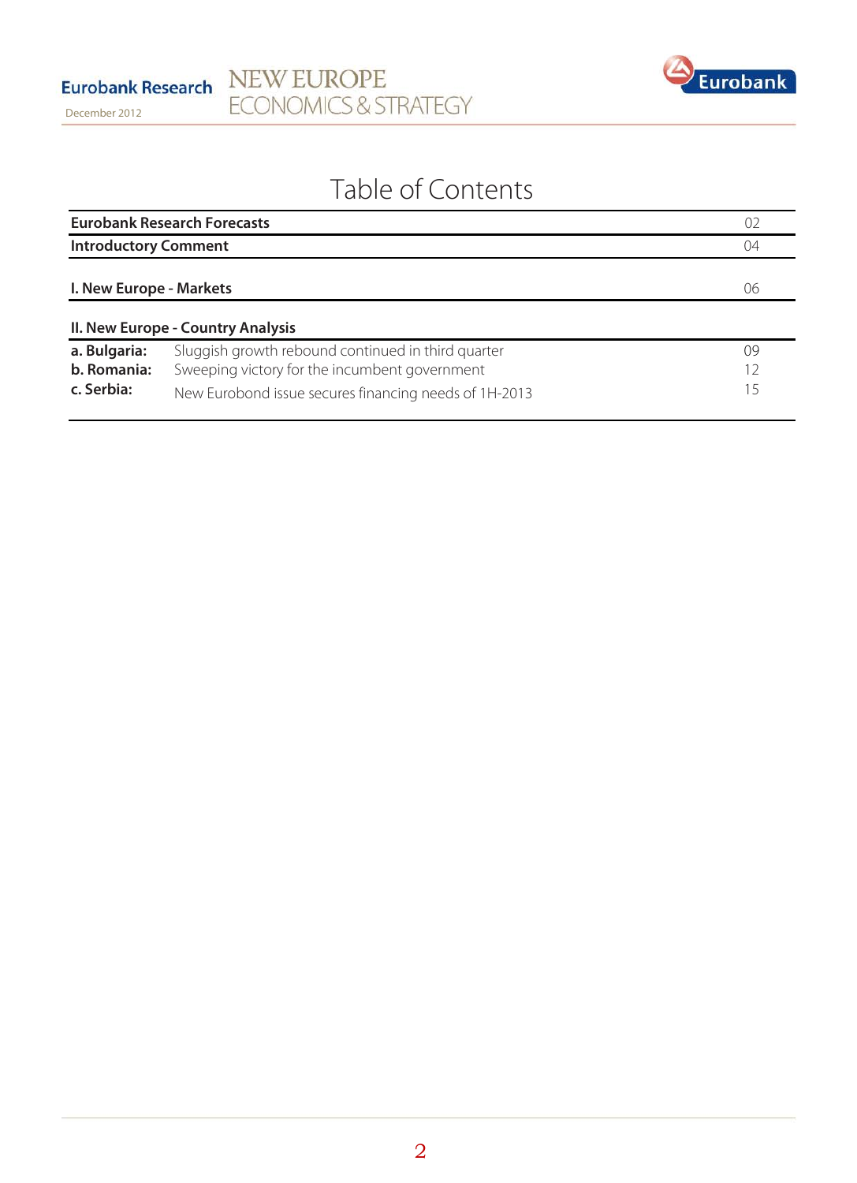# Table of Contents

| | | |
|---|---|---|
| **Eurobank Research Forecasts** | | 02 |
| **Introductory Comment** | | 04 |
| **I. New Europe - Markets** | | 06 |
| **II. New Europe - Country Analysis** | | |
| **a. Bulgaria:** | Sluggish growth rebound continued in third quarter | 09 |
| **b. Romania:** | Sweeping victory for the incumbent government | 12 |
| **c. Serbia:** | New Eurobond issue secures financing needs of 1H-2013 | 15 |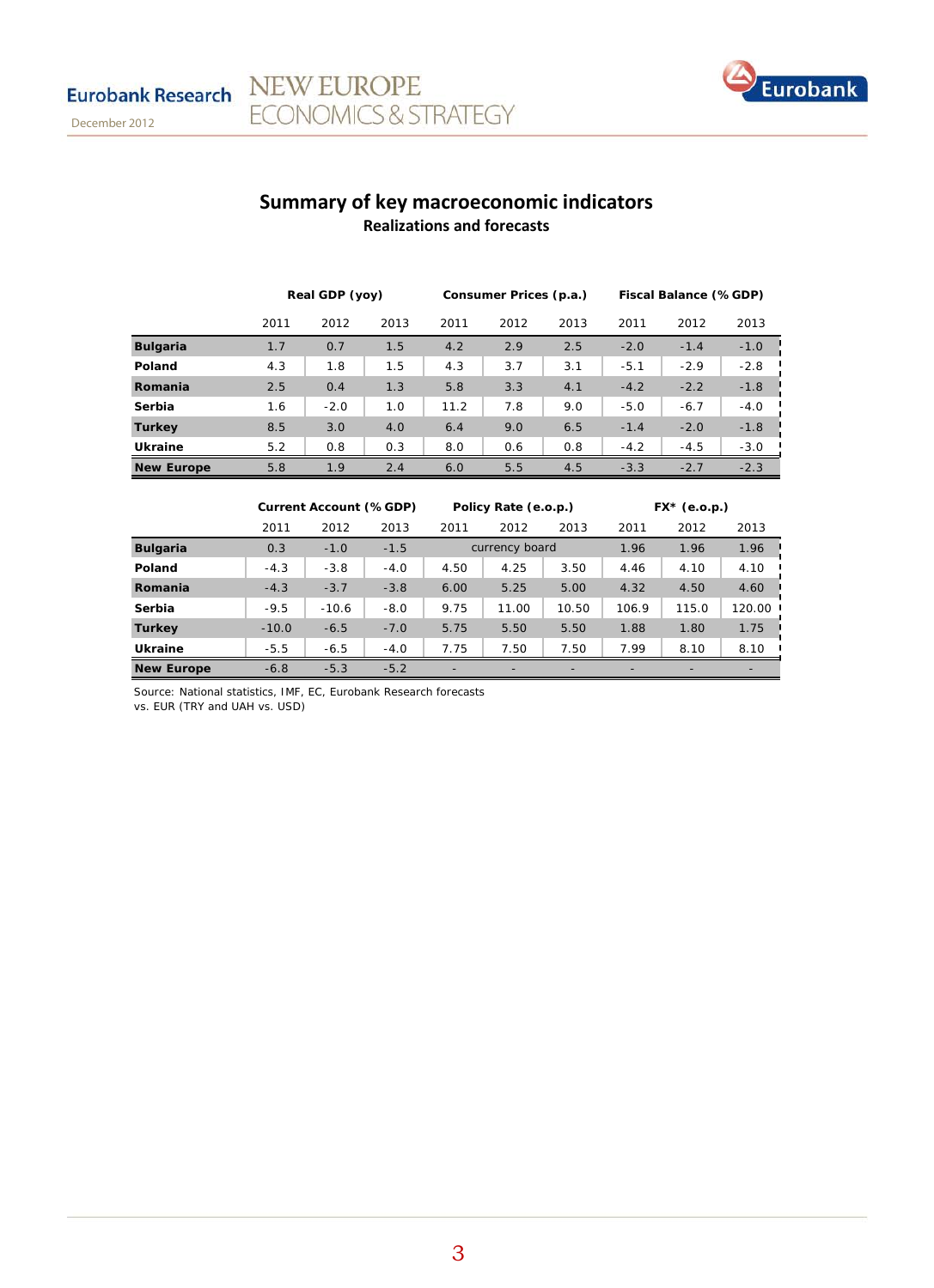# Summary of key macroeconomic indicators

**Realizations and forecasts**

| | Real GDP (yoy) | | | Consumer Prices (p.a.) | | | Fiscal Balance (% GDP) | | |
|---|---|---|---|---|---|---|---|---|---|
| | 2011 | 2012 | 2013 | 2011 | 2012 | 2013 | 2011 | 2012 | 2013 |
| **Bulgaria** | 1.7 | 0.7 | 1.5 | 4.2 | 2.9 | 2.5 | -2.0 | -1.4 | -1.0 |
| **Poland** | 4.3 | 1.8 | 1.5 | 4.3 | 3.7 | 3.1 | -5.1 | -2.9 | -2.8 |
| **Romania** | 2.5 | 0.4 | 1.3 | 5.8 | 3.3 | 4.1 | -4.2 | -2.2 | -1.8 |
| **Serbia** | 1.6 | -2.0 | 1.0 | 11.2 | 7.8 | 9.0 | -5.0 | -6.7 | -4.0 |
| **Turkey** | 8.5 | 3.0 | 4.0 | 6.4 | 9.0 | 6.5 | -1.4 | -2.0 | -1.8 |
| **Ukraine** | 5.2 | 0.8 | 0.3 | 8.0 | 0.6 | 0.8 | -4.2 | -4.5 | -3.0 |
| **New Europe** | 5.8 | 1.9 | 2.4 | 6.0 | 5.5 | 4.5 | -3.3 | -2.7 | -2.3 |

| | Current Account (% GDP) | | | Policy Rate (e.o.p.) | | | FX* (e.o.p.) | | |
|---|---|---|---|---|---|---|---|---|---|
| | 2011 | 2012 | 2013 | 2011 | 2012 | 2013 | 2011 | 2012 | 2013 |
| **Bulgaria** | 0.3 | -1.0 | -1.5 | | currency board | | 1.96 | 1.96 | 1.96 |
| **Poland** | -4.3 | -3.8 | -4.0 | 4.50 | 4.25 | 3.50 | 4.46 | 4.10 | 4.10 |
| **Romania** | -4.3 | -3.7 | -3.8 | 6.00 | 5.25 | 5.00 | 4.32 | 4.50 | 4.60 |
| **Serbia** | -9.5 | -10.6 | -8.0 | 9.75 | 11.00 | 10.50 | 106.9 | 115.0 | 120.00 |
| **Turkey** | -10.0 | -6.5 | -7.0 | 5.75 | 5.50 | 5.50 | 1.88 | 1.80 | 1.75 |
| **Ukraine** | -5.5 | -6.5 | -4.0 | 7.75 | 7.50 | 7.50 | 7.99 | 8.10 | 8.10 |
| **New Europe** | -6.8 | -5.3 | -5.2 | - | - | - | - | - | - |

Source: National statistics, IMF, EC, Eurobank Research forecasts

vs. EUR (TRY and UAH vs. USD)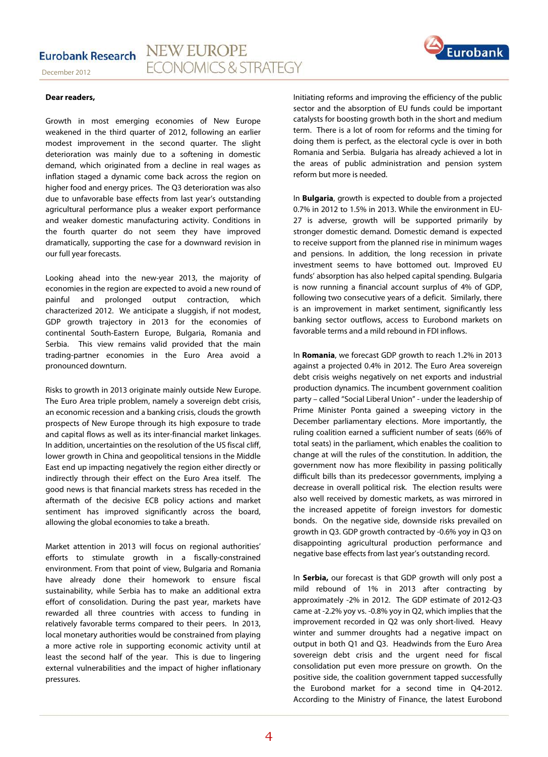**Dear readers,**

Growth in most emerging economies of New Europe weakened in the third quarter of 2012, following an earlier modest improvement in the second quarter. The slight deterioration was mainly due to a softening in domestic demand, which originated from a decline in real wages as inflation staged a dynamic come back across the region on higher food and energy prices. The Q3 deterioration was also due to unfavorable base effects from last year's outstanding agricultural performance plus a weaker export performance and weaker domestic manufacturing activity. Conditions in the fourth quarter do not seem they have improved dramatically, supporting the case for a downward revision in our full year forecasts.

Looking ahead into the new-year 2013, the majority of economies in the region are expected to avoid a new round of painful and prolonged output contraction, which characterized 2012. We anticipate a sluggish, if not modest, GDP growth trajectory in 2013 for the economies of continental South-Eastern Europe, Bulgaria, Romania and Serbia. This view remains valid provided that the main trading-partner economies in the Euro Area avoid a pronounced downturn.

Risks to growth in 2013 originate mainly outside New Europe. The Euro Area triple problem, namely a sovereign debt crisis, an economic recession and a banking crisis, clouds the growth prospects of New Europe through its high exposure to trade and capital flows as well as its inter-financial market linkages. In addition, uncertainties on the resolution of the US fiscal cliff, lower growth in China and geopolitical tensions in the Middle East end up impacting negatively the region either directly or indirectly through their effect on the Euro Area itself. The good news is that financial markets stress has receded in the aftermath of the decisive ECB policy actions and market sentiment has improved significantly across the board, allowing the global economies to take a breath.

Market attention in 2013 will focus on regional authorities' efforts to stimulate growth in a fiscally-constrained environment. From that point of view, Bulgaria and Romania have already done their homework to ensure fiscal sustainability, while Serbia has to make an additional extra effort of consolidation. During the past year, markets have rewarded all three countries with access to funding in relatively favorable terms compared to their peers. In 2013, local monetary authorities would be constrained from playing a more active role in supporting economic activity until at least the second half of the year. This is due to lingering external vulnerabilities and the impact of higher inflationary pressures.

Initiating reforms and improving the efficiency of the public sector and the absorption of EU funds could be important catalysts for boosting growth both in the short and medium term. There is a lot of room for reforms and the timing for doing them is perfect, as the electoral cycle is over in both Romania and Serbia. Bulgaria has already achieved a lot in the areas of public administration and pension system reform but more is needed.

In **Bulgaria**, growth is expected to double from a projected 0.7% in 2012 to 1.5% in 2013. While the environment in EU-27 is adverse, growth will be supported primarily by stronger domestic demand. Domestic demand is expected to receive support from the planned rise in minimum wages and pensions. In addition, the long recession in private investment seems to have bottomed out. Improved EU funds' absorption has also helped capital spending. Bulgaria is now running a financial account surplus of 4% of GDP, following two consecutive years of a deficit. Similarly, there is an improvement in market sentiment, significantly less banking sector outflows, access to Eurobond markets on favorable terms and a mild rebound in FDI inflows.

In **Romania**, we forecast GDP growth to reach 1.2% in 2013 against a projected 0.4% in 2012. The Euro Area sovereign debt crisis weighs negatively on net exports and industrial production dynamics. The incumbent government coalition party – called "Social Liberal Union" - under the leadership of Prime Minister Ponta gained a sweeping victory in the December parliamentary elections. More importantly, the ruling coalition earned a sufficient number of seats (66% of total seats) in the parliament, which enables the coalition to change at will the rules of the constitution. In addition, the government now has more flexibility in passing politically difficult bills than its predecessor governments, implying a decrease in overall political risk. The election results were also well received by domestic markets, as was mirrored in the increased appetite of foreign investors for domestic bonds. On the negative side, downside risks prevailed on growth in Q3. GDP growth contracted by -0.6% yoy in Q3 on disappointing agricultural production performance and negative base effects from last year's outstanding record.

In **Serbia,** our forecast is that GDP growth will only post a mild rebound of 1% in 2013 after contracting by approximately -2% in 2012. The GDP estimate of 2012-Q3 came at -2.2% yoy vs. -0.8% yoy in Q2, which implies that the improvement recorded in Q2 was only short-lived. Heavy winter and summer droughts had a negative impact on output in both Q1 and Q3. Headwinds from the Euro Area sovereign debt crisis and the urgent need for fiscal consolidation put even more pressure on growth. On the positive side, the coalition government tapped successfully the Eurobond market for a second time in Q4-2012. According to the Ministry of Finance, the latest Eurobond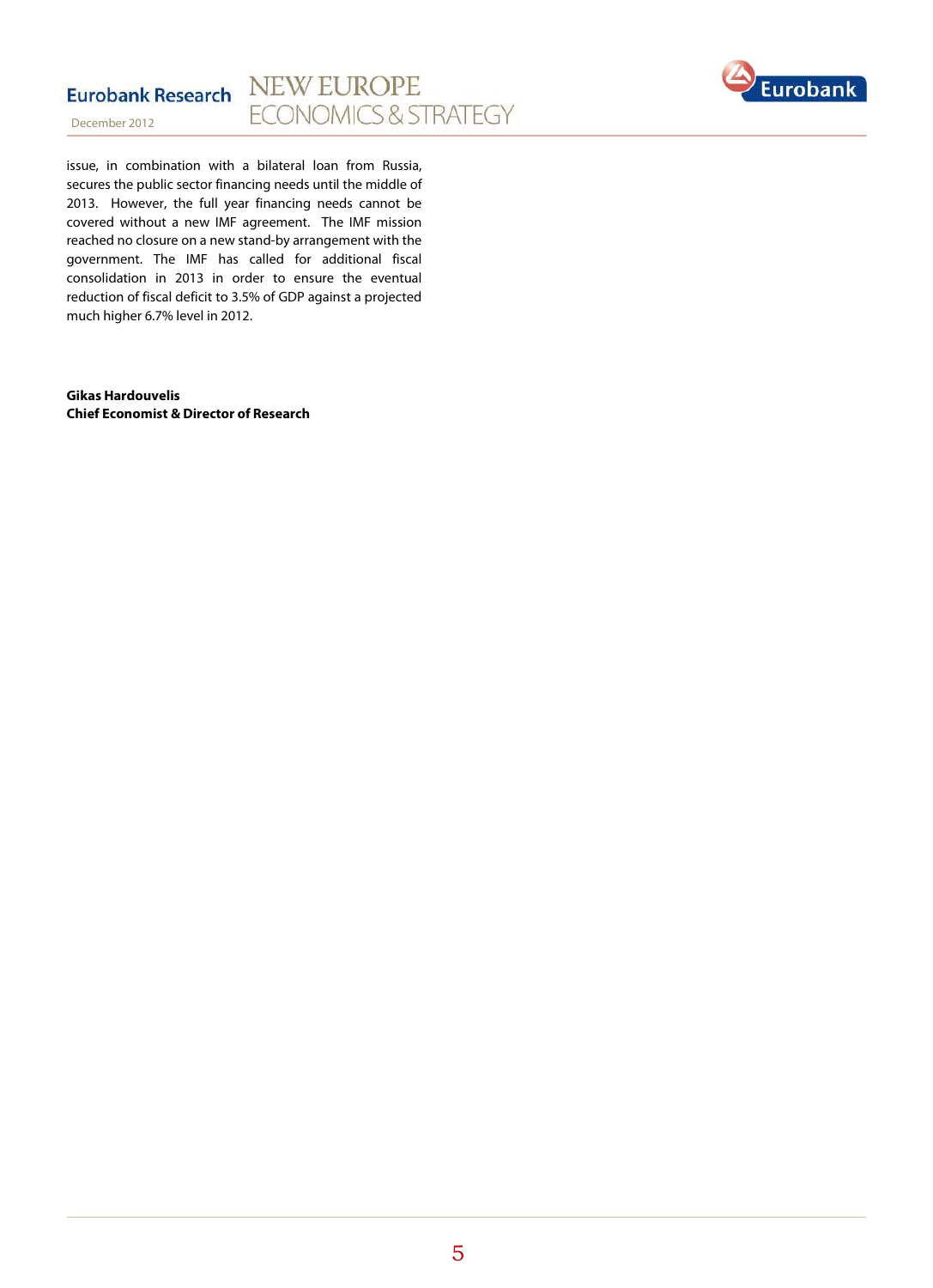issue, in combination with a bilateral loan from Russia, secures the public sector financing needs until the middle of 2013. However, the full year financing needs cannot be covered without a new IMF agreement. The IMF mission reached no closure on a new stand-by arrangement with the government. The IMF has called for additional fiscal consolidation in 2013 in order to ensure the eventual reduction of fiscal deficit to 3.5% of GDP against a projected much higher 6.7% level in 2012.

**Gikas Hardouvelis**
**Chief Economist & Director of Research**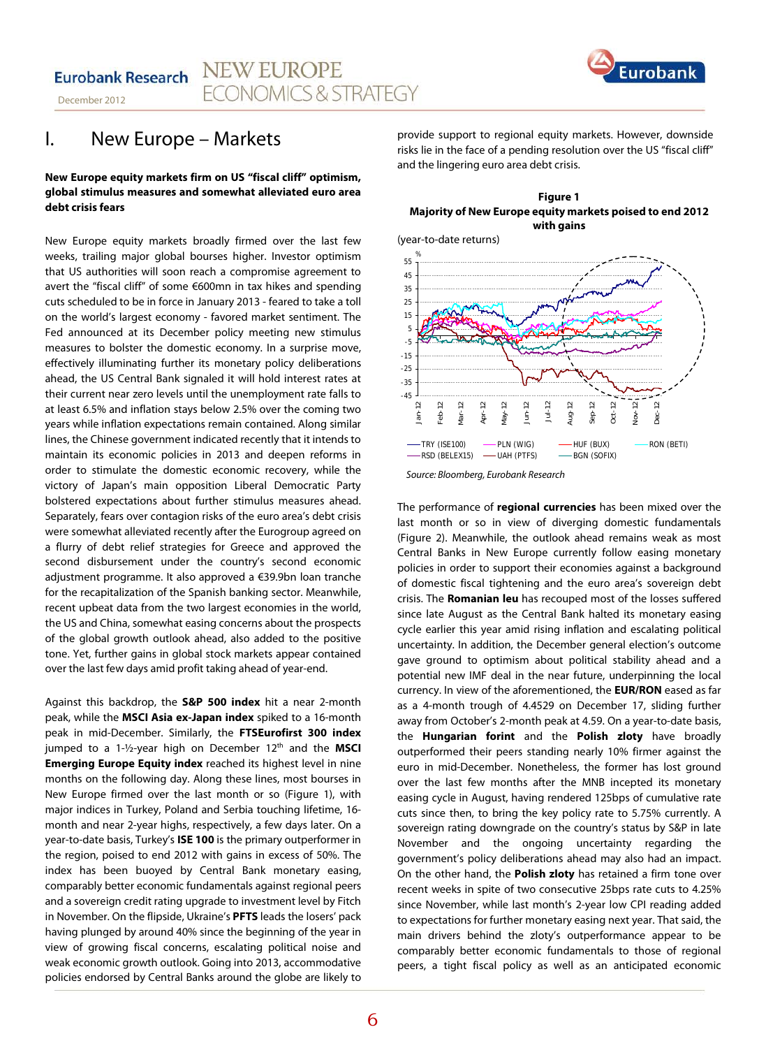# I. New Europe – Markets

**New Europe equity markets firm on US "fiscal cliff" optimism, global stimulus measures and somewhat alleviated euro area debt crisis fears**

New Europe equity markets broadly firmed over the last few weeks, trailing major global bourses higher. Investor optimism that US authorities will soon reach a compromise agreement to avert the "fiscal cliff" of some €600mn in tax hikes and spending cuts scheduled to be in force in January 2013 - feared to take a toll on the world's largest economy - favored market sentiment. The Fed announced at its December policy meeting new stimulus measures to bolster the domestic economy. In a surprise move, effectively illuminating further its monetary policy deliberations ahead, the US Central Bank signaled it will hold interest rates at their current near zero levels until the unemployment rate falls to at least 6.5% and inflation stays below 2.5% over the coming two years while inflation expectations remain contained. Along similar lines, the Chinese government indicated recently that it intends to maintain its economic policies in 2013 and deepen reforms in order to stimulate the domestic economic recovery, while the victory of Japan's main opposition Liberal Democratic Party bolstered expectations about further stimulus measures ahead. Separately, fears over contagion risks of the euro area's debt crisis were somewhat alleviated recently after the Eurogroup agreed on a flurry of debt relief strategies for Greece and approved the second disbursement under the country's second economic adjustment programme. It also approved a €39.9bn loan tranche for the recapitalization of the Spanish banking sector. Meanwhile, recent upbeat data from the two largest economies in the world, the US and China, somewhat easing concerns about the prospects of the global growth outlook ahead, also added to the positive tone. Yet, further gains in global stock markets appear contained over the last few days amid profit taking ahead of year-end.

Against this backdrop, the **S&P 500 index** hit a near 2-month peak, while the **MSCI Asia ex-Japan index** spiked to a 16-month peak in mid-December. Similarly, the **FTSEurofirst 300 index** jumped to a 1-½-year high on December 12th and the **MSCI Emerging Europe Equity index** reached its highest level in nine months on the following day. Along these lines, most bourses in New Europe firmed over the last month or so (Figure 1), with major indices in Turkey, Poland and Serbia touching lifetime, 16-month and near 2-year highs, respectively, a few days later. On a year-to-date basis, Turkey's **ISE 100** is the primary outperformer in the region, poised to end 2012 with gains in excess of 50%. The index has been buoyed by Central Bank monetary easing, comparably better economic fundamentals against regional peers and a sovereign credit rating upgrade to investment level by Fitch in November. On the flipside, Ukraine's **PFTS** leads the losers' pack having plunged by around 40% since the beginning of the year in view of growing fiscal concerns, escalating political noise and weak economic growth outlook. Going into 2013, accommodative policies endorsed by Central Banks around the globe are likely to provide support to regional equity markets. However, downside risks lie in the face of a pending resolution over the US "fiscal cliff" and the lingering euro area debt crisis.

**Figure 1**
**Majority of New Europe equity markets poised to end 2012 with gains**

(year-to-date returns)

Legend: TRY (ISE100), PLN (WIG), HUF (BUX), RON (BETI), RSD (BELEX15), UAH (PTFS), BGN (SOFIX)

*Source: Bloomberg, Eurobank Research*

The performance of **regional currencies** has been mixed over the last month or so in view of diverging domestic fundamentals (Figure 2). Meanwhile, the outlook ahead remains weak as most Central Banks in New Europe currently follow easing monetary policies in order to support their economies against a background of domestic fiscal tightening and the euro area's sovereign debt crisis. The **Romanian leu** has recouped most of the losses suffered since late August as the Central Bank halted its monetary easing cycle earlier this year amid rising inflation and escalating political uncertainty. In addition, the December general election's outcome gave ground to optimism about political stability ahead and a potential new IMF deal in the near future, underpinning the local currency. In view of the aforementioned, the **EUR/RON** eased as far as a 4-month trough of 4.4529 on December 17, sliding further away from October's 2-month peak at 4.59. On a year-to-date basis, the **Hungarian forint** and the **Polish zloty** have broadly outperformed their peers standing nearly 10% firmer against the euro in mid-December. Nonetheless, the former has lost ground over the last few months after the MNB incepted its monetary easing cycle in August, having rendered 125bps of cumulative rate cuts since then, to bring the key policy rate to 5.75% currently. A sovereign rating downgrade on the country's status by S&P in late November and the ongoing uncertainty regarding the government's policy deliberations ahead may also had an impact. On the other hand, the **Polish zloty** has retained a firm tone over recent weeks in spite of two consecutive 25bps rate cuts to 4.25% since November, while last month's 2-year low CPI reading added to expectations for further monetary easing next year. That said, the main drivers behind the zloty's outperformance appear to be comparably better economic fundamentals to those of regional peers, a tight fiscal policy as well as an anticipated economic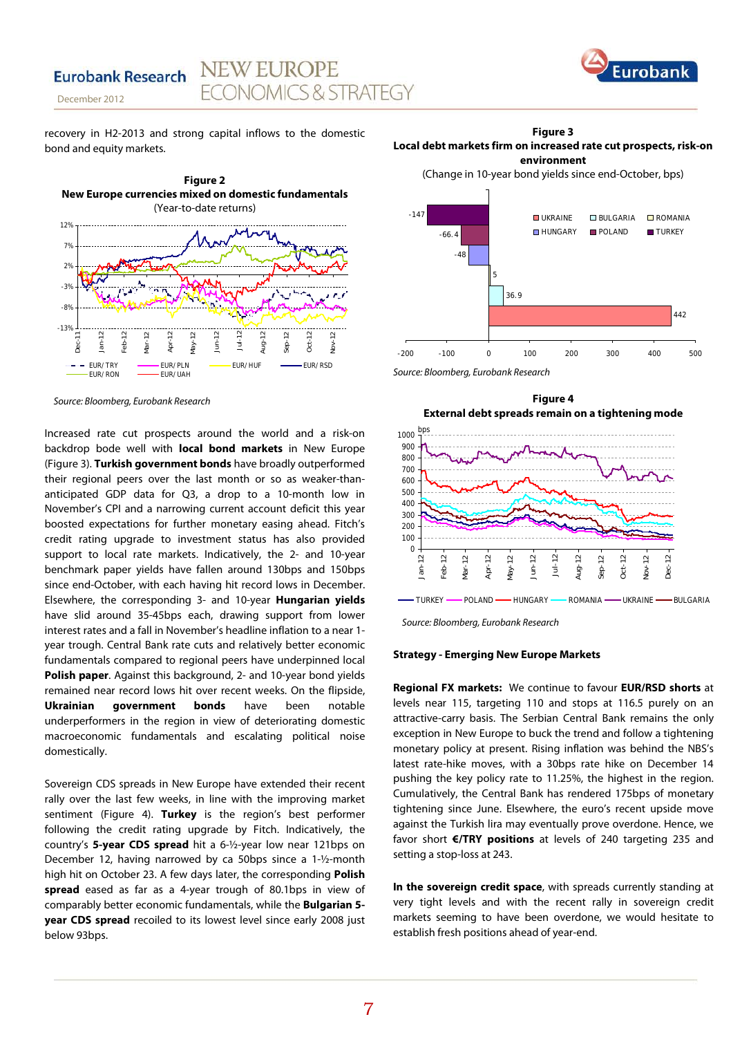recovery in H2-2013 and strong capital inflows to the domestic bond and equity markets.

**Figure 2**
**New Europe currencies mixed on domestic fundamentals**
(Year-to-date returns)

*Source: Bloomberg, Eurobank Research*

Increased rate cut prospects around the world and a risk-on backdrop bode well with **local bond markets** in New Europe (Figure 3). **Turkish government bonds** have broadly outperformed their regional peers over the last month or so as weaker-than-anticipated GDP data for Q3, a drop to a 10-month low in November's CPI and a narrowing current account deficit this year boosted expectations for further monetary easing ahead. Fitch's credit rating upgrade to investment status has also provided support to local rate markets. Indicatively, the 2- and 10-year benchmark paper yields have fallen around 130bps and 150bps since end-October, with each having hit record lows in December. Elsewhere, the corresponding 3- and 10-year **Hungarian yields** have slid around 35-45bps each, drawing support from lower interest rates and a fall in November's headline inflation to a near 1-year trough. Central Bank rate cuts and relatively better economic fundamentals compared to regional peers have underpinned local **Polish paper**. Against this background, 2- and 10-year bond yields remained near record lows hit over recent weeks. On the flipside, **Ukrainian government bonds** have been notable underperformers in the region in view of deteriorating domestic macroeconomic fundamentals and escalating political noise domestically.

Sovereign CDS spreads in New Europe have extended their recent rally over the last few weeks, in line with the improving market sentiment (Figure 4). **Turkey** is the region's best performer following the credit rating upgrade by Fitch. Indicatively, the country's **5-year CDS spread** hit a 6-½-year low near 121bps on December 12, having narrowed by ca 50bps since a 1-½-month high hit on October 23. A few days later, the corresponding **Polish spread** eased as far as a 4-year trough of 80.1bps in view of comparably better economic fundamentals, while the **Bulgarian 5-year CDS spread** recoiled to its lowest level since early 2008 just below 93bps.

**Figure 3**
**Local debt markets firm on increased rate cut prospects, risk-on environment**
(Change in 10-year bond yields since end-October, bps)

| Country | Change (bps) |
|---|---|
| Turkey | -147 |
| Poland | -66.4 |
| Hungary | -48 |
| Romania | 5 |
| Bulgaria | 36.9 |
| Ukraine | 442 |

*Source: Bloomberg, Eurobank Research*

**Figure 4**
**External debt spreads remain on a tightening mode**

*Source: Bloomberg, Eurobank Research*

**Strategy - Emerging New Europe Markets**

**Regional FX markets:** We continue to favour **EUR/RSD shorts** at levels near 115, targeting 110 and stops at 116.5 purely on an attractive-carry basis. The Serbian Central Bank remains the only exception in New Europe to buck the trend and follow a tightening monetary policy at present. Rising inflation was behind the NBS's latest rate-hike moves, with a 30bps rate hike on December 14 pushing the key policy rate to 11.25%, the highest in the region. Cumulatively, the Central Bank has rendered 175bps of monetary tightening since June. Elsewhere, the euro's recent upside move against the Turkish lira may eventually prove overdone. Hence, we favor short **€/TRY positions** at levels of 240 targeting 235 and setting a stop-loss at 243.

**In the sovereign credit space**, with spreads currently standing at very tight levels and with the recent rally in sovereign credit markets seeming to have been overdone, we would hesitate to establish fresh positions ahead of year-end.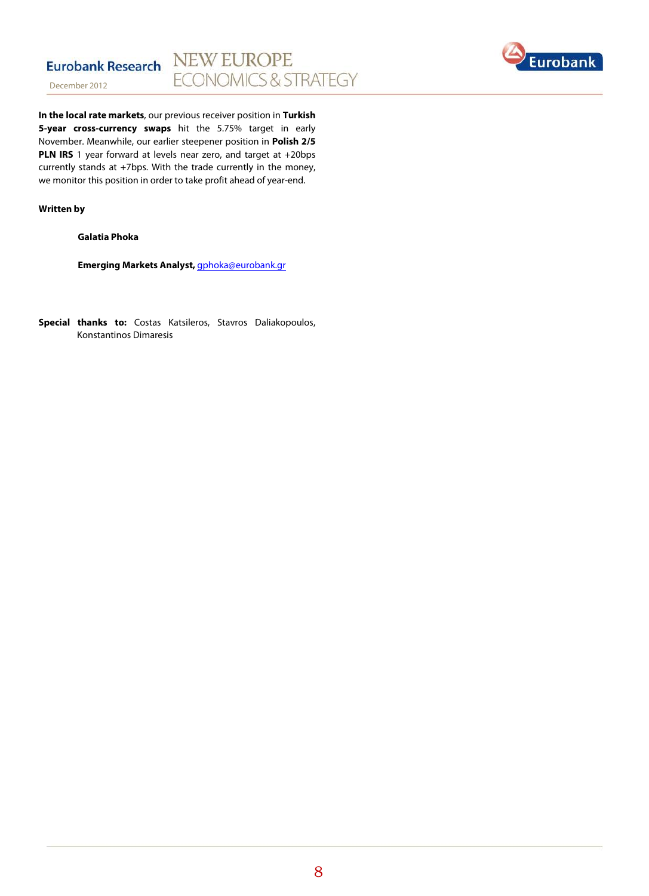**In the local rate markets**, our previous receiver position in **Turkish 5-year cross-currency swaps** hit the 5.75% target in early November. Meanwhile, our earlier steepener position in **Polish 2/5 PLN IRS** 1 year forward at levels near zero, and target at +20bps currently stands at +7bps. With the trade currently in the money, we monitor this position in order to take profit ahead of year-end.

**Written by**

**Galatia Phoka**

**Emerging Markets Analyst,** gphoka@eurobank.gr

**Special thanks to:** Costas Katsileros, Stavros Daliakopoulos, Konstantinos Dimaresis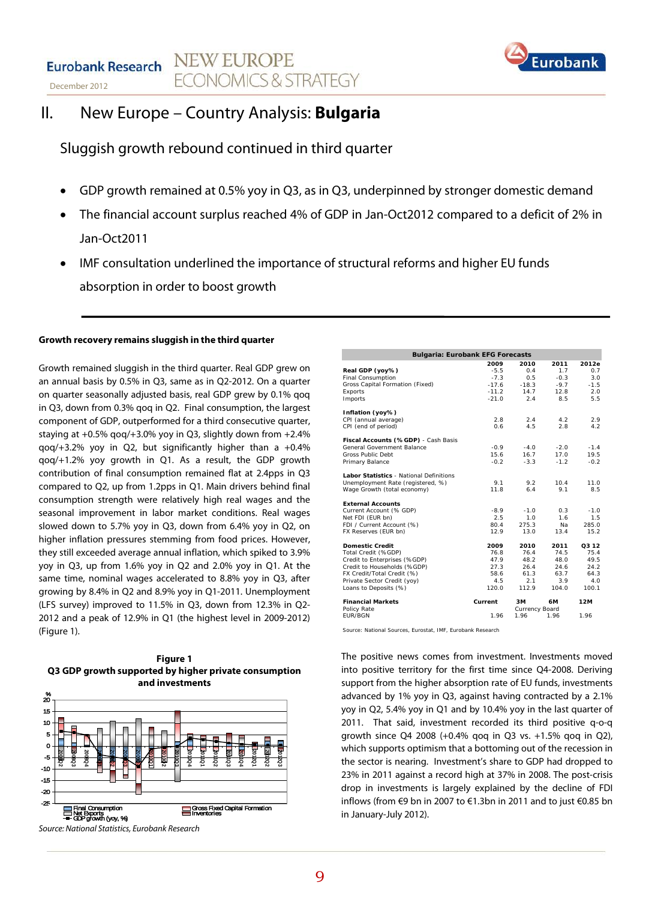# II. New Europe – Country Analysis: **Bulgaria**

## Sluggish growth rebound continued in third quarter

- GDP growth remained at 0.5% yoy in Q3, as in Q3, underpinned by stronger domestic demand
- The financial account surplus reached 4% of GDP in Jan-Oct2012 compared to a deficit of 2% in Jan-Oct2011
- IMF consultation underlined the importance of structural reforms and higher EU funds absorption in order to boost growth

---

### Growth recovery remains sluggish in the third quarter

Growth remained sluggish in the third quarter. Real GDP grew on an annual basis by 0.5% in Q3, same as in Q2-2012. On a quarter on quarter seasonally adjusted basis, real GDP grew by 0.1% qoq in Q3, down from 0.3% qoq in Q2. Final consumption, the largest component of GDP, outperformed for a third consecutive quarter, staying at +0.5% qoq/+3.0% yoy in Q3, slightly down from +2.4% qoq/+3.2% yoy in Q2, but significantly higher than a +0.4% qoq/+1.2% yoy growth in Q1. As a result, the GDP growth contribution of final consumption remained flat at 2.4pps in Q3 compared to Q2, up from 1.2pps in Q1. Main drivers behind final consumption strength were relatively high real wages and the seasonal improvement in labor market conditions. Real wages slowed down to 5.7% yoy in Q3, down from 6.4% yoy in Q2, on higher inflation pressures stemming from food prices. However, they still exceeded average annual inflation, which spiked to 3.9% yoy in Q3, up from 1.6% yoy in Q2 and 2.0% yoy in Q1. At the same time, nominal wages accelerated to 8.8% yoy in Q3, after growing by 8.4% in Q2 and 8.9% yoy in Q1-2011. Unemployment (LFS survey) improved to 11.5% in Q3, down from 12.3% in Q2-2012 and a peak of 12.9% in Q1 (the highest level in 2009-2012) (Figure 1).

**Figure 1**
**Q3 GDP growth supported by higher private consumption and investments**

Source: National Statistics, Eurobank Research

| **Bulgaria: Eurobank EFG Forecasts** | | | | |
|---|---|---|---|---|
| | **2009** | **2010** | **2011** | **2012e** |
| **Real GDP (yoy%)** | -5.5 | 0.4 | 1.7 | 0.7 |
| Final Consumption | -7.3 | 0.5 | -0.3 | 3.0 |
| Gross Capital Formation (Fixed) | -17.6 | -18.3 | -9.7 | -1.5 |
| Exports | -11.2 | 14.7 | 12.8 | 2.0 |
| Imports | -21.0 | 2.4 | 8.5 | 5.5 |
| **Inflation (yoy%)** | | | | |
| CPI (annual average) | 2.8 | 2.4 | 4.2 | 2.9 |
| CPI (end of period) | 0.6 | 4.5 | 2.8 | 4.2 |
| **Fiscal Accounts (% GDP)** - Cash Basis | | | | |
| General Government Balance | -0.9 | -4.0 | -2.0 | -1.4 |
| Gross Public Debt | 15.6 | 16.7 | 17.0 | 19.5 |
| Primary Balance | -0.2 | -3.3 | -1.2 | -0.2 |
| **Labor Statistics** - National Definitions | | | | |
| Unemployment Rate (registered, %) | 9.1 | 9.2 | 10.4 | 11.0 |
| Wage Growth (total economy) | 11.8 | 6.4 | 9.1 | 8.5 |
| **External Accounts** | | | | |
| Current Account (% GDP) | -8.9 | -1.0 | 0.3 | -1.0 |
| Net FDI (EUR bn) | 2.5 | 1.0 | 1.6 | 1.5 |
| FDI / Current Account (%) | 80.4 | 275.3 | Na | 285.0 |
| FX Reserves (EUR bn) | 12.9 | 13.0 | 13.4 | 15.2 |
| **Domestic Credit** | **2009** | **2010** | **2011** | **Q3 12** |
| Total Credit (%GDP) | 76.8 | 76.4 | 74.5 | 75.4 |
| Credit to Enterprises (%GDP) | 47.9 | 48.2 | 48.0 | 49.5 |
| Credit to Households (%GDP) | 27.3 | 26.4 | 24.6 | 24.2 |
| FX Credit/Total Credit (%) | 58.6 | 61.3 | 63.7 | 64.3 |
| Private Sector Credit (yoy) | 4.5 | 2.1 | 3.9 | 4.0 |
| Loans to Deposits (%) | 120.0 | 112.9 | 104.0 | 100.1 |
| **Financial Markets** | **Current** | **3M** | **6M** | **12M** |
| Policy Rate | | Currency Board | | |
| EUR/BGN | 1.96 | 1.96 | 1.96 | 1.96 |

Source: National Sources, Eurostat, IMF, Eurobank Research

The positive news comes from investment. Investments moved into positive territory for the first time since Q4-2008. Deriving support from the higher absorption rate of EU funds, investments advanced by 1% yoy in Q3, against having contracted by a 2.1% yoy in Q2, 5.4% yoy in Q1 and by 10.4% yoy in the last quarter of 2011. That said, investment recorded its third positive q-o-q growth since Q4 2008 (+0.4% qoq in Q3 vs. +1.5% qoq in Q2), which supports optimism that a bottoming out of the recession in the sector is nearing. Investment's share to GDP had dropped to 23% in 2011 against a record high at 37% in 2008. The post-crisis drop in investments is largely explained by the decline of FDI inflows (from €9 bn in 2007 to €1.3bn in 2011 and to just €0.85 bn in January-July 2012).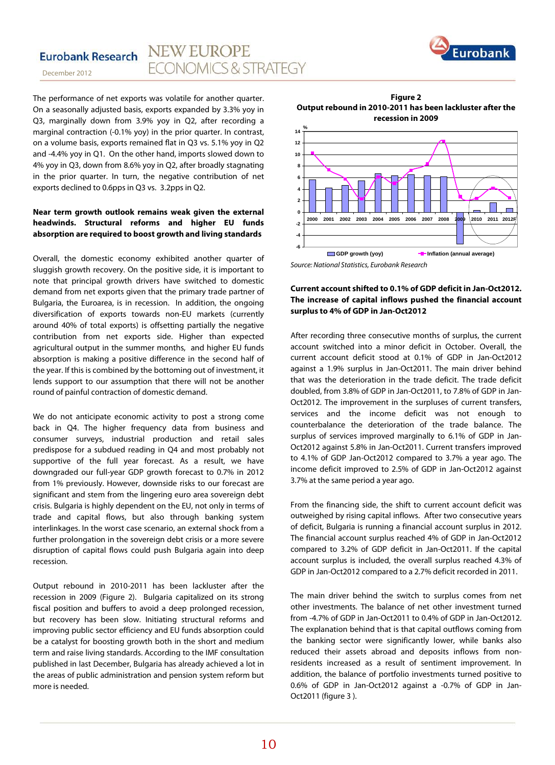The performance of net exports was volatile for another quarter. On a seasonally adjusted basis, exports expanded by 3.3% yoy in Q3, marginally down from 3.9% yoy in Q2, after recording a marginal contraction (-0.1% yoy) in the prior quarter. In contrast, on a volume basis, exports remained flat in Q3 vs. 5.1% yoy in Q2 and -4.4% yoy in Q1. On the other hand, imports slowed down to 4% yoy in Q3, down from 8.6% yoy in Q2, after broadly stagnating in the prior quarter. In turn, the negative contribution of net exports declined to 0.6pps in Q3 vs. 3.2pps in Q2.

**Near term growth outlook remains weak given the external headwinds. Structural reforms and higher EU funds absorption are required to boost growth and living standards**

Overall, the domestic economy exhibited another quarter of sluggish growth recovery. On the positive side, it is important to note that principal growth drivers have switched to domestic demand from net exports given that the primary trade partner of Bulgaria, the Euroarea, is in recession. In addition, the ongoing diversification of exports towards non-EU markets (currently around 40% of total exports) is offsetting partially the negative contribution from net exports side. Higher than expected agricultural output in the summer months, and higher EU funds absorption is making a positive difference in the second half of the year. If this is combined by the bottoming out of investment, it lends support to our assumption that there will not be another round of painful contraction of domestic demand.

We do not anticipate economic activity to post a strong come back in Q4. The higher frequency data from business and consumer surveys, industrial production and retail sales predispose for a subdued reading in Q4 and most probably not supportive of the full year forecast. As a result, we have downgraded our full-year GDP growth forecast to 0.7% in 2012 from 1% previously. However, downside risks to our forecast are significant and stem from the lingering euro area sovereign debt crisis. Bulgaria is highly dependent on the EU, not only in terms of trade and capital flows, but also through banking system interlinkages. In the worst case scenario, an external shock from a further prolongation in the sovereign debt crisis or a more severe disruption of capital flows could push Bulgaria again into deep recession.

Output rebound in 2010-2011 has been lackluster after the recession in 2009 (Figure 2). Bulgaria capitalized on its strong fiscal position and buffers to avoid a deep prolonged recession, but recovery has been slow. Initiating structural reforms and improving public sector efficiency and EU funds absorption could be a catalyst for boosting growth both in the short and medium term and raise living standards. According to the IMF consultation published in last December, Bulgaria has already achieved a lot in the areas of public administration and pension system reform but more is needed.

**Figure 2**
**Output rebound in 2010-2011 has been lackluster after the recession in 2009**

*Source: National Statistics, Eurobank Research*

**Current account shifted to 0.1% of GDP deficit in Jan-Oct2012. The increase of capital inflows pushed the financial account surplus to 4% of GDP in Jan-Oct2012**

After recording three consecutive months of surplus, the current account switched into a minor deficit in October. Overall, the current account deficit stood at 0.1% of GDP in Jan-Oct2012 against a 1.9% surplus in Jan-Oct2011. The main driver behind that was the deterioration in the trade deficit. The trade deficit doubled, from 3.8% of GDP in Jan-Oct2011, to 7.8% of GDP in Jan-Oct2012. The improvement in the surpluses of current transfers, services and the income deficit was not enough to counterbalance the deterioration of the trade balance. The surplus of services improved marginally to 6.1% of GDP in Jan-Oct2012 against 5.8% in Jan-Oct2011. Current transfers improved to 4.1% of GDP Jan-Oct2012 compared to 3.7% a year ago. The income deficit improved to 2.5% of GDP in Jan-Oct2012 against 3.7% at the same period a year ago.

From the financing side, the shift to current account deficit was outweighed by rising capital inflows. After two consecutive years of deficit, Bulgaria is running a financial account surplus in 2012. The financial account surplus reached 4% of GDP in Jan-Oct2012 compared to 3.2% of GDP deficit in Jan-Oct2011. If the capital account surplus is included, the overall surplus reached 4.3% of GDP in Jan-Oct2012 compared to a 2.7% deficit recorded in 2011.

The main driver behind the switch to surplus comes from net other investments. The balance of net other investment turned from -4.7% of GDP in Jan-Oct2011 to 0.4% of GDP in Jan-Oct2012. The explanation behind that is that capital outflows coming from the banking sector were significantly lower, while banks also reduced their assets abroad and deposits inflows from non-residents increased as a result of sentiment improvement. In addition, the balance of portfolio investments turned positive to 0.6% of GDP in Jan-Oct2012 against a -0.7% of GDP in Jan-Oct2011 (figure 3 ).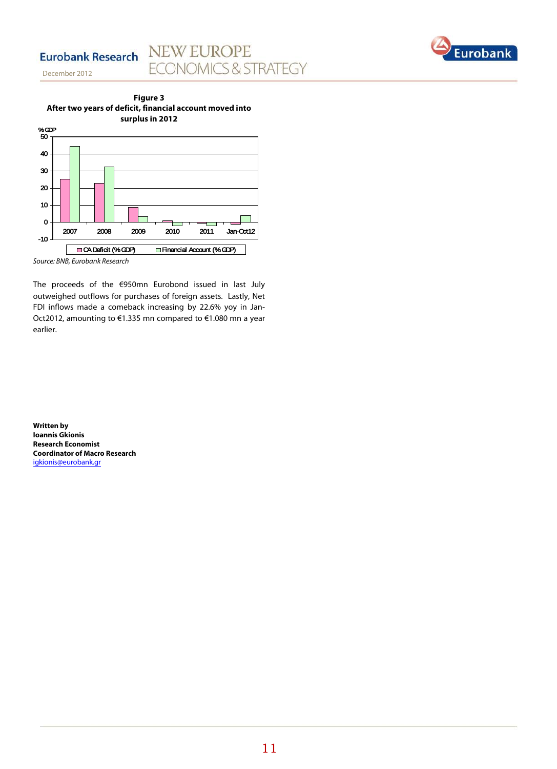**Figure 3**
**After two years of deficit, financial account moved into surplus in 2012**

*Source: BNB, Eurobank Research*

The proceeds of the €950mn Eurobond issued in last July outweighed outflows for purchases of foreign assets. Lastly, Net FDI inflows made a comeback increasing by 22.6% yoy in Jan-Oct2012, amounting to €1.335 mn compared to €1.080 mn a year earlier.

**Written by**
**Ioannis Gkionis**
**Research Economist**
**Coordinator of Macro Research**
igkionis@eurobank.gr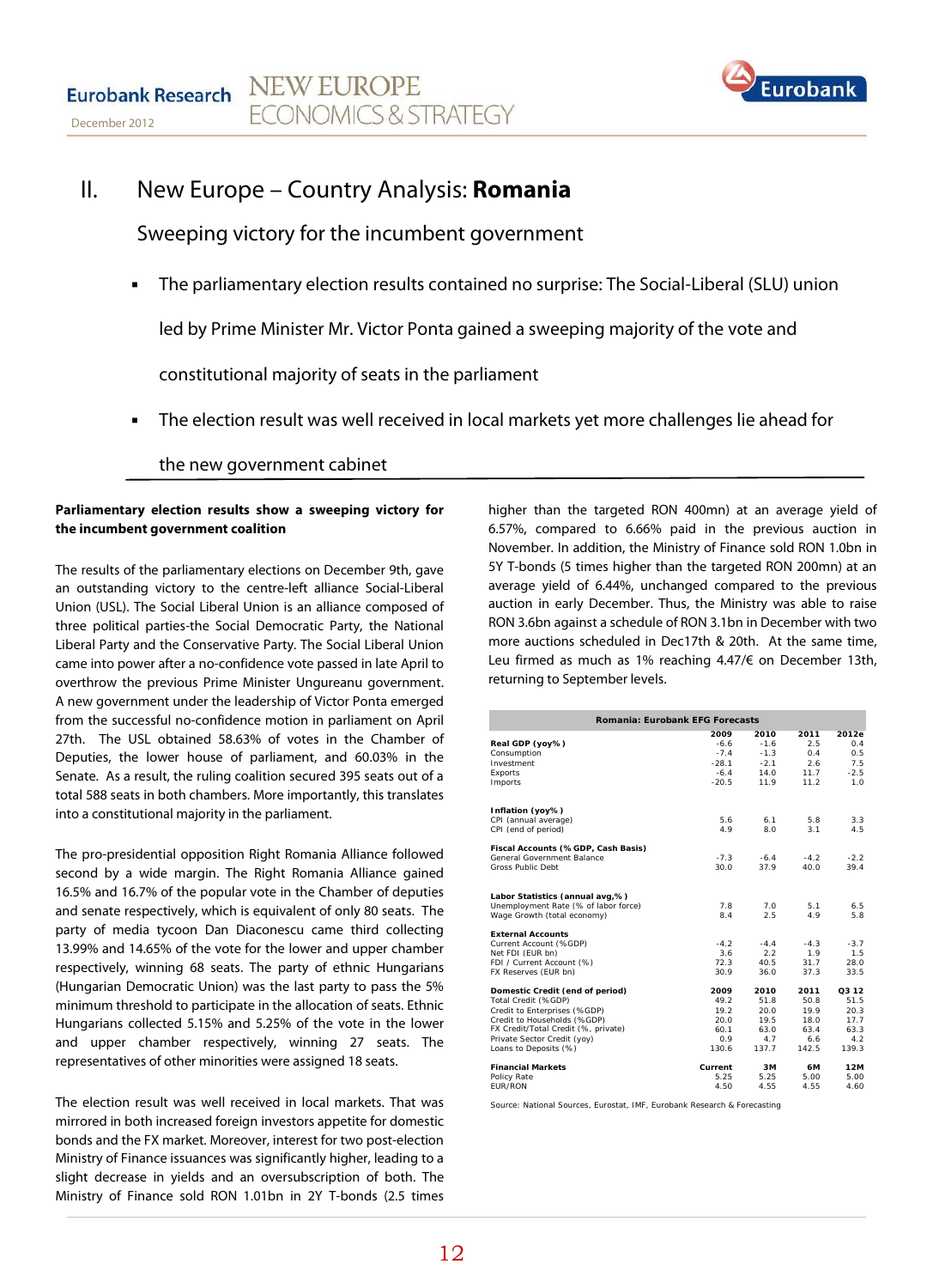# II. New Europe – Country Analysis: **Romania**

## Sweeping victory for the incumbent government

- The parliamentary election results contained no surprise: The Social-Liberal (SLU) union led by Prime Minister Mr. Victor Ponta gained a sweeping majority of the vote and constitutional majority of seats in the parliament
- The election result was well received in local markets yet more challenges lie ahead for the new government cabinet

**Parliamentary election results show a sweeping victory for the incumbent government coalition**

The results of the parliamentary elections on December 9th, gave an outstanding victory to the centre-left alliance Social-Liberal Union (USL). The Social Liberal Union is an alliance composed of three political parties-the Social Democratic Party, the National Liberal Party and the Conservative Party. The Social Liberal Union came into power after a no-confidence vote passed in late April to overthrow the previous Prime Minister Ungureanu government. A new government under the leadership of Victor Ponta emerged from the successful no-confidence motion in parliament on April 27th. The USL obtained 58.63% of votes in the Chamber of Deputies, the lower house of parliament, and 60.03% in the Senate. As a result, the ruling coalition secured 395 seats out of a total 588 seats in both chambers. More importantly, this translates into a constitutional majority in the parliament.

The pro-presidential opposition Right Romania Alliance followed second by a wide margin. The Right Romania Alliance gained 16.5% and 16.7% of the popular vote in the Chamber of deputies and senate respectively, which is equivalent of only 80 seats. The party of media tycoon Dan Diaconescu came third collecting 13.99% and 14.65% of the vote for the lower and upper chamber respectively, winning 68 seats. The party of ethnic Hungarians (Hungarian Democratic Union) was the last party to pass the 5% minimum threshold to participate in the allocation of seats. Ethnic Hungarians collected 5.15% and 5.25% of the vote in the lower and upper chamber respectively, winning 27 seats. The representatives of other minorities were assigned 18 seats.

The election result was well received in local markets. That was mirrored in both increased foreign investors appetite for domestic bonds and the FX market. Moreover, interest for two post-election Ministry of Finance issuances was significantly higher, leading to a slight decrease in yields and an oversubscription of both. The Ministry of Finance sold RON 1.01bn in 2Y T-bonds (2.5 times higher than the targeted RON 400mn) at an average yield of 6.57%, compared to 6.66% paid in the previous auction in November. In addition, the Ministry of Finance sold RON 1.0bn in 5Y T-bonds (5 times higher than the targeted RON 200mn) at an average yield of 6.44%, unchanged compared to the previous auction in early December. Thus, the Ministry was able to raise RON 3.6bn against a schedule of RON 3.1bn in December with two more auctions scheduled in Dec17th & 20th. At the same time, Leu firmed as much as 1% reaching 4.47/€ on December 13th, returning to September levels.

| Romania: Eurobank EFG Forecasts | | | | |
|---|---|---|---|---|
| | 2009 | 2010 | 2011 | 2012e |
| **Real GDP (yoy%)** | -6.6 | -1.6 | 2.5 | 0.4 |
| Consumption | -7.4 | -1.3 | 0.4 | 0.5 |
| Investment | -28.1 | -2.1 | 2.6 | 7.5 |
| Exports | -6.4 | 14.0 | 11.7 | -2.5 |
| Imports | -20.5 | 11.9 | 11.2 | 1.0 |
| **Inflation (yoy%)** | | | | |
| CPI (annual average) | 5.6 | 6.1 | 5.8 | 3.3 |
| CPI (end of period) | 4.9 | 8.0 | 3.1 | 4.5 |
| **Fiscal Accounts (% GDP, Cash Basis)** | | | | |
| General Government Balance | -7.3 | -6.4 | -4.2 | -2.2 |
| Gross Public Debt | 30.0 | 37.9 | 40.0 | 39.4 |
| **Labor Statistics (annual avg,%)** | | | | |
| Unemployment Rate (% of labor force) | 7.8 | 7.0 | 5.1 | 6.5 |
| Wage Growth (total economy) | 8.4 | 2.5 | 4.9 | 5.8 |
| **External Accounts** | | | | |
| Current Account (%GDP) | -4.2 | -4.4 | -4.3 | -3.7 |
| Net FDI (EUR bn) | 3.6 | 2.2 | 1.9 | 1.5 |
| FDI / Current Account (%) | 72.3 | 40.5 | 31.7 | 28.0 |
| FX Reserves (EUR bn) | 30.9 | 36.0 | 37.3 | 33.5 |
| **Domestic Credit (end of period)** | **2009** | **2010** | **2011** | **Q3 12** |
| Total Credit (%GDP) | 49.2 | 51.8 | 50.8 | 51.5 |
| Credit to Enterprises (%GDP) | 19.2 | 20.0 | 19.9 | 20.3 |
| Credit to Households (%GDP) | 20.0 | 19.5 | 18.0 | 17.7 |
| FX Credit/Total Credit (%, private) | 60.1 | 63.0 | 63.4 | 63.3 |
| Private Sector Credit (yoy) | 0.9 | 4.7 | 6.6 | 4.2 |
| Loans to Deposits (%) | 130.6 | 137.7 | 142.5 | 139.3 |
| **Financial Markets** | **Current** | **3M** | **6M** | **12M** |
| Policy Rate | 5.25 | 5.25 | 5.00 | 5.00 |
| EUR/RON | 4.50 | 4.55 | 4.55 | 4.60 |

Source: National Sources, Eurostat, IMF, Eurobank Research & Forecasting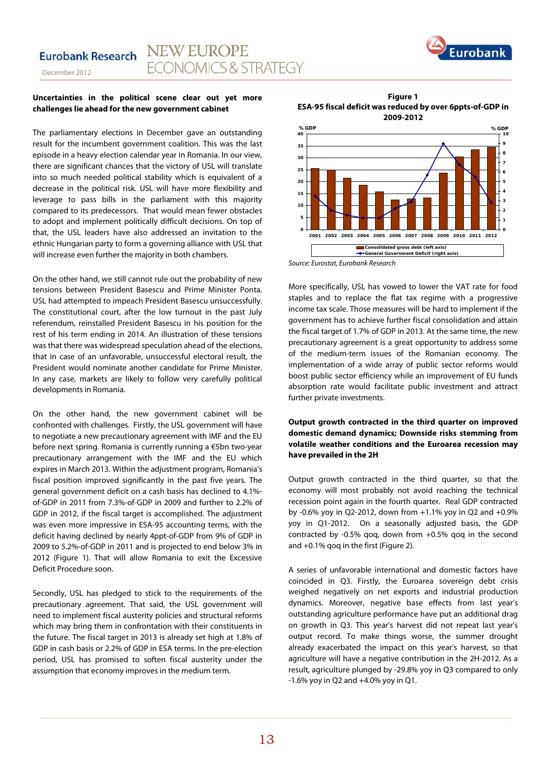### Uncertainties in the political scene clear out yet more challenges lie ahead for the new government cabinet

The parliamentary elections in December gave an outstanding result for the incumbent government coalition. This was the last episode in a heavy election calendar year in Romania. In our view, there are significant chances that the victory of USL will translate into so much needed political stability which is equivalent of a decrease in the political risk. USL will have more flexibility and leverage to pass bills in the parliament with this majority compared to its predecessors. That would mean fewer obstacles to adopt and implement politically difficult decisions. On top of that, the USL leaders have also addressed an invitation to the ethnic Hungarian party to form a governing alliance with USL that will increase even further the majority in both chambers.

On the other hand, we still cannot rule out the probability of new tensions between President Basescu and Prime Minister Ponta. USL had attempted to impeach President Basescu unsuccessfully. The constitutional court, after the low turnout in the past July referendum, reinstalled President Basescu in his position for the rest of his term ending in 2014. An illustration of these tensions was that there was widespread speculation ahead of the elections, that in case of an unfavorable, unsuccessful electoral result, the President would nominate another candidate for Prime Minister. In any case, markets are likely to follow very carefully political developments in Romania.

On the other hand, the new government cabinet will be confronted with challenges. Firstly, the USL government will have to negotiate a new precautionary agreement with IMF and the EU before next spring. Romania is currently running a €5bn two-year precautionary arrangement with the IMF and the EU which expires in March 2013. Within the adjustment program, Romania's fiscal position improved significantly in the past five years. The general government deficit on a cash basis has declined to 4.1%-of-GDP in 2011 from 7.3%-of-GDP in 2009 and further to 2.2% of GDP in 2012, if the fiscal target is accomplished. The adjustment was even more impressive in ESA-95 accounting terms, with the deficit having declined by nearly 4ppt-of-GDP from 9% of GDP in 2009 to 5.2%-of-GDP in 2011 and is projected to end below 3% in 2012 (Figure 1). That will allow Romania to exit the Excessive Deficit Procedure soon.

Secondly, USL has pledged to stick to the requirements of the precautionary agreement. That said, the USL government will need to implement fiscal austerity policies and structural reforms which may bring them in confrontation with their constituents in the future. The fiscal target in 2013 is already set high at 1.8% of GDP in cash basis or 2.2% of GDP in ESA terms. In the pre-election period, USL has promised to soften fiscal austerity under the assumption that economy improves in the medium term.

**Figure 1**
**ESA-95 fiscal deficit was reduced by over 6ppts-of-GDP in 2009-2012**

| Year | Consolidated gross debt (left axis, % GDP) | General Government Deficit (right axis, % GDP) |
|---|---|---|
| 2001 | | |
| 2002 | | |
| 2003 | | |
| 2004 | | |
| 2005 | | |
| 2006 | | |
| 2007 | | |
| 2008 | | |
| 2009 | | |
| 2010 | | |
| 2011 | | |
| 2012 | | |

Source: Eurostat, Eurobank Research

More specifically, USL has vowed to lower the VAT rate for food staples and to replace the flat tax regime with a progressive income tax scale. Those measures will be hard to implement if the government has to achieve further fiscal consolidation and attain the fiscal target of 1.7% of GDP in 2013. At the same time, the new precautionary agreement is a great opportunity to address some of the medium-term issues of the Romanian economy. The implementation of a wide array of public sector reforms would boost public sector efficiency while an improvement of EU funds absorption rate would facilitate public investment and attract further private investments.

### Output growth contracted in the third quarter on improved domestic demand dynamics; Downside risks stemming from volatile weather conditions and the Euroarea recession may have prevailed in the 2H

Output growth contracted in the third quarter, so that the economy will most probably not avoid reaching the technical recession point again in the fourth quarter. Real GDP contracted by -0.6% yoy in Q2-2012, down from +1.1% yoy in Q2 and +0.9% yoy in Q1-2012. On a seasonally adjusted basis, the GDP contracted by -0.5% qoq, down from +0.5% qoq in the second and +0.1% qoq in the first (Figure 2).

A series of unfavorable international and domestic factors have coincided in Q3. Firstly, the Euroarea sovereign debt crisis weighed negatively on net exports and industrial production dynamics. Moreover, negative base effects from last year's outstanding agriculture performance have put an additional drag on growth in Q3. This year's harvest did not repeat last year's output record. To make things worse, the summer drought already exacerbated the impact on this year's harvest, so that agriculture will have a negative contribution in the 2H-2012. As a result, agriculture plunged by -29.8% yoy in Q3 compared to only -1.6% yoy in Q2 and +4.0% yoy in Q1.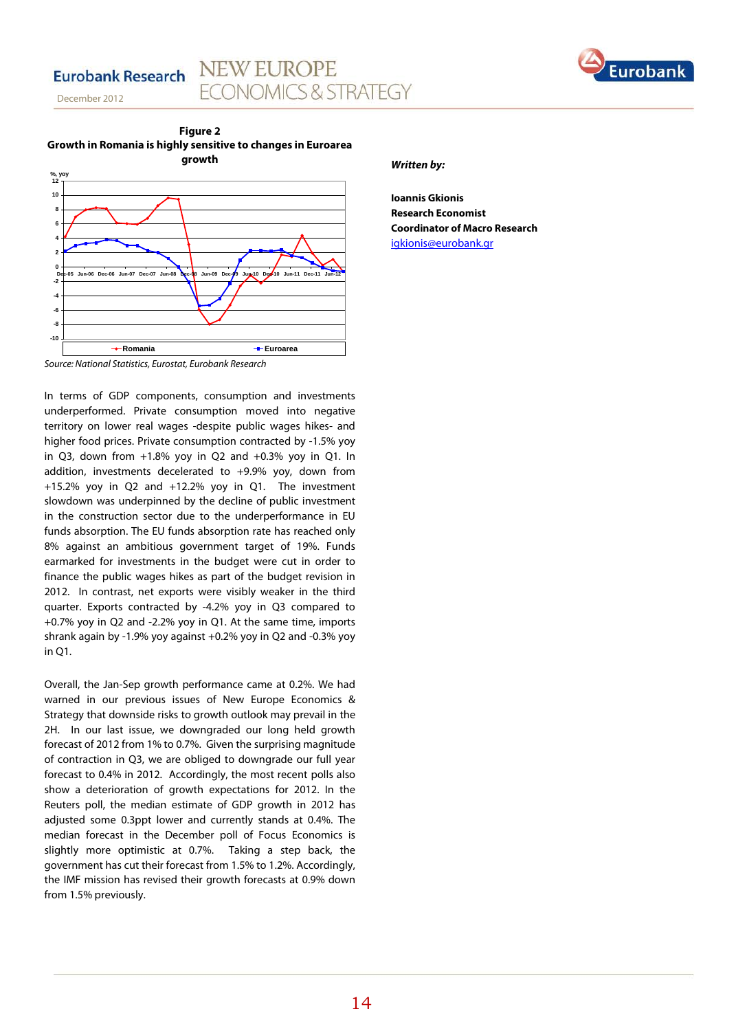**Figure 2**
**Growth in Romania is highly sensitive to changes in Euroarea growth**

Source: National Statistics, Eurostat, Eurobank Research

*Written by:*

**Ioannis Gkionis**
**Research Economist**
**Coordinator of Macro Research**
igkionis@eurobank.gr

In terms of GDP components, consumption and investments underperformed. Private consumption moved into negative territory on lower real wages -despite public wages hikes- and higher food prices. Private consumption contracted by -1.5% yoy in Q3, down from +1.8% yoy in Q2 and +0.3% yoy in Q1. In addition, investments decelerated to +9.9% yoy, down from +15.2% yoy in Q2 and +12.2% yoy in Q1. The investment slowdown was underpinned by the decline of public investment in the construction sector due to the underperformance in EU funds absorption. The EU funds absorption rate has reached only 8% against an ambitious government target of 19%. Funds earmarked for investments in the budget were cut in order to finance the public wages hikes as part of the budget revision in 2012. In contrast, net exports were visibly weaker in the third quarter. Exports contracted by -4.2% yoy in Q3 compared to +0.7% yoy in Q2 and -2.2% yoy in Q1. At the same time, imports shrank again by -1.9% yoy against +0.2% yoy in Q2 and -0.3% yoy in Q1.

Overall, the Jan-Sep growth performance came at 0.2%. We had warned in our previous issues of New Europe Economics & Strategy that downside risks to growth outlook may prevail in the 2H. In our last issue, we downgraded our long held growth forecast of 2012 from 1% to 0.7%. Given the surprising magnitude of contraction in Q3, we are obliged to downgrade our full year forecast to 0.4% in 2012. Accordingly, the most recent polls also show a deterioration of growth expectations for 2012. In the Reuters poll, the median estimate of GDP growth in 2012 has adjusted some 0.3ppt lower and currently stands at 0.4%. The median forecast in the December poll of Focus Economics is slightly more optimistic at 0.7%. Taking a step back, the government has cut their forecast from 1.5% to 1.2%. Accordingly, the IMF mission has revised their growth forecasts at 0.9% down from 1.5% previously.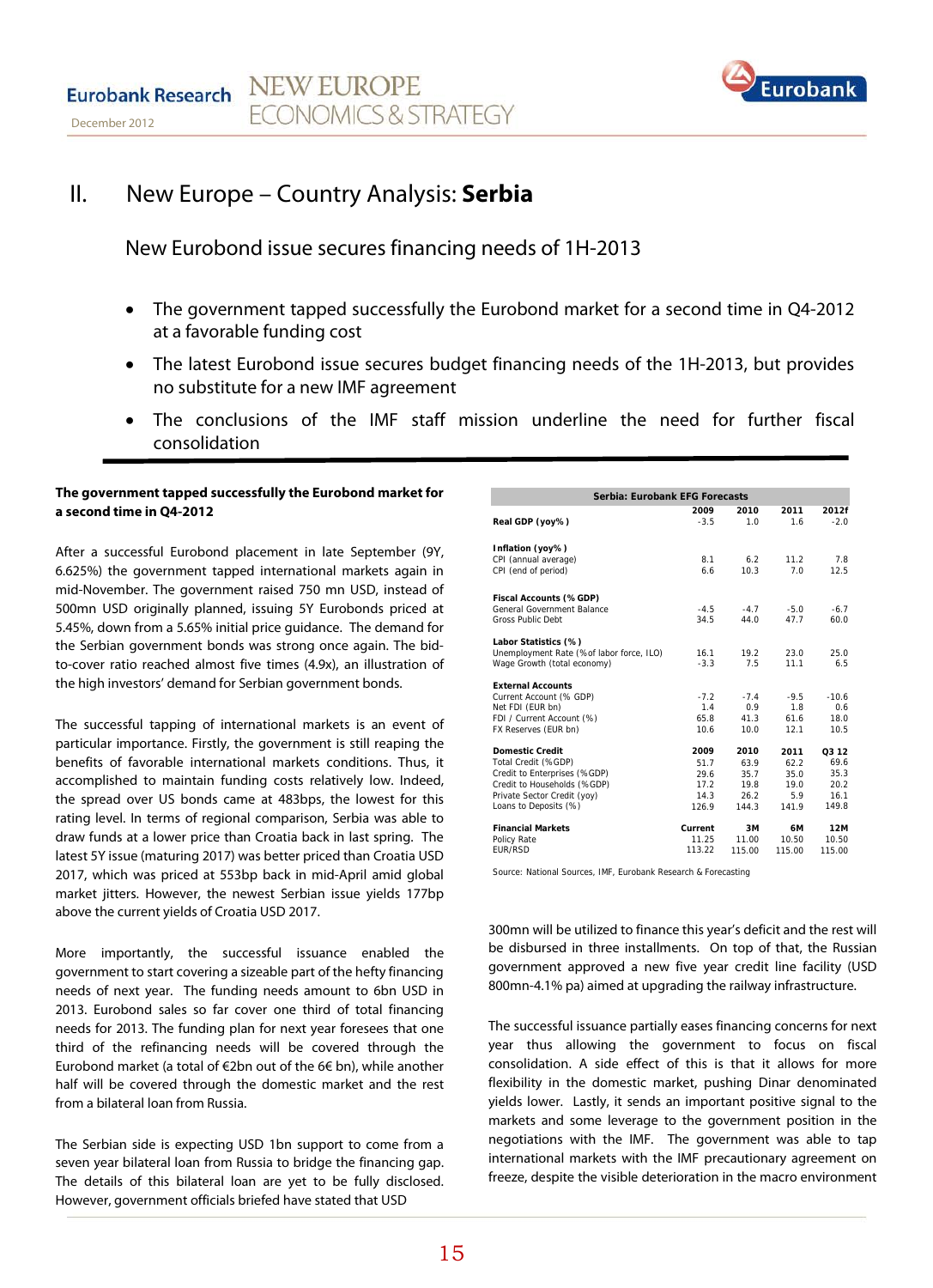# II. New Europe – Country Analysis: **Serbia**

## New Eurobond issue secures financing needs of 1H-2013

- The government tapped successfully the Eurobond market for a second time in Q4-2012 at a favorable funding cost
- The latest Eurobond issue secures budget financing needs of the 1H-2013, but provides no substitute for a new IMF agreement
- The conclusions of the IMF staff mission underline the need for further fiscal consolidation

**The government tapped successfully the Eurobond market for a second time in Q4-2012**

After a successful Eurobond placement in late September (9Y, 6.625%) the government tapped international markets again in mid-November. The government raised 750 mn USD, instead of 500mn USD originally planned, issuing 5Y Eurobonds priced at 5.45%, down from a 5.65% initial price guidance. The demand for the Serbian government bonds was strong once again. The bid-to-cover ratio reached almost five times (4.9x), an illustration of the high investors' demand for Serbian government bonds.

The successful tapping of international markets is an event of particular importance. Firstly, the government is still reaping the benefits of favorable international markets conditions. Thus, it accomplished to maintain funding costs relatively low. Indeed, the spread over US bonds came at 483bps, the lowest for this rating level. In terms of regional comparison, Serbia was able to draw funds at a lower price than Croatia back in last spring. The latest 5Y issue (maturing 2017) was better priced than Croatia USD 2017, which was priced at 553bp back in mid-April amid global market jitters. However, the newest Serbian issue yields 177bp above the current yields of Croatia USD 2017.

More importantly, the successful issuance enabled the government to start covering a sizeable part of the hefty financing needs of next year. The funding needs amount to 6bn USD in 2013. Eurobond sales so far cover one third of total financing needs for 2013. The funding plan for next year foresees that one third of the refinancing needs will be covered through the Eurobond market (a total of €2bn out of the 6€ bn), while another half will be covered through the domestic market and the rest from a bilateral loan from Russia.

The Serbian side is expecting USD 1bn support to come from a seven year bilateral loan from Russia to bridge the financing gap. The details of this bilateral loan are yet to be fully disclosed. However, government officials briefed have stated that USD 300mn will be utilized to finance this year's deficit and the rest will be disbursed in three installments. On top of that, the Russian government approved a new five year credit line facility (USD 800mn-4.1% pa) aimed at upgrading the railway infrastructure.

The successful issuance partially eases financing concerns for next year thus allowing the government to focus on fiscal consolidation. A side effect of this is that it allows for more flexibility in the domestic market, pushing Dinar denominated yields lower. Lastly, it sends an important positive signal to the markets and some leverage to the government position in the negotiations with the IMF. The government was able to tap international markets with the IMF precautionary agreement on freeze, despite the visible deterioration in the macro environment

| Serbia: Eurobank EFG Forecasts | | | | |
|---|---|---|---|---|
| | 2009 | 2010 | 2011 | 2012f |
| **Real GDP (yoy%)** | -3.5 | 1.0 | 1.6 | -2.0 |
| **Inflation (yoy%)** | | | | |
| CPI (annual average) | 8.1 | 6.2 | 11.2 | 7.8 |
| CPI (end of period) | 6.6 | 10.3 | 7.0 | 12.5 |
| **Fiscal Accounts (% GDP)** | | | | |
| General Government Balance | -4.5 | -4.7 | -5.0 | -6.7 |
| Gross Public Debt | 34.5 | 44.0 | 47.7 | 60.0 |
| **Labor Statistics (%)** | | | | |
| Unemployment Rate (% of labor force, ILO) | 16.1 | 19.2 | 23.0 | 25.0 |
| Wage Growth (total economy) | -3.3 | 7.5 | 11.1 | 6.5 |
| **External Accounts** | | | | |
| Current Account (% GDP) | -7.2 | -7.4 | -9.5 | -10.6 |
| Net FDI (EUR bn) | 1.4 | 0.9 | 1.8 | 0.6 |
| FDI / Current Account (%) | 65.8 | 41.3 | 61.6 | 18.0 |
| FX Reserves (EUR bn) | 10.6 | 10.0 | 12.1 | 10.5 |
| **Domestic Credit** | **2009** | **2010** | **2011** | **Q3 12** |
| Total Credit (%GDP) | 51.7 | 63.9 | 62.2 | 69.6 |
| Credit to Enterprises (%GDP) | 29.6 | 35.7 | 35.0 | 35.3 |
| Credit to Households (%GDP) | 17.2 | 19.8 | 19.0 | 20.2 |
| Private Sector Credit (yoy) | 14.3 | 26.2 | 5.9 | 16.1 |
| Loans to Deposits (%) | 126.9 | 144.3 | 141.9 | 149.8 |
| **Financial Markets** | **Current** | **3M** | **6M** | **12M** |
| Policy Rate | 11.25 | 11.00 | 10.50 | 10.50 |
| EUR/RSD | 113.22 | 115.00 | 115.00 | 115.00 |

Source: National Sources, IMF, Eurobank Research & Forecasting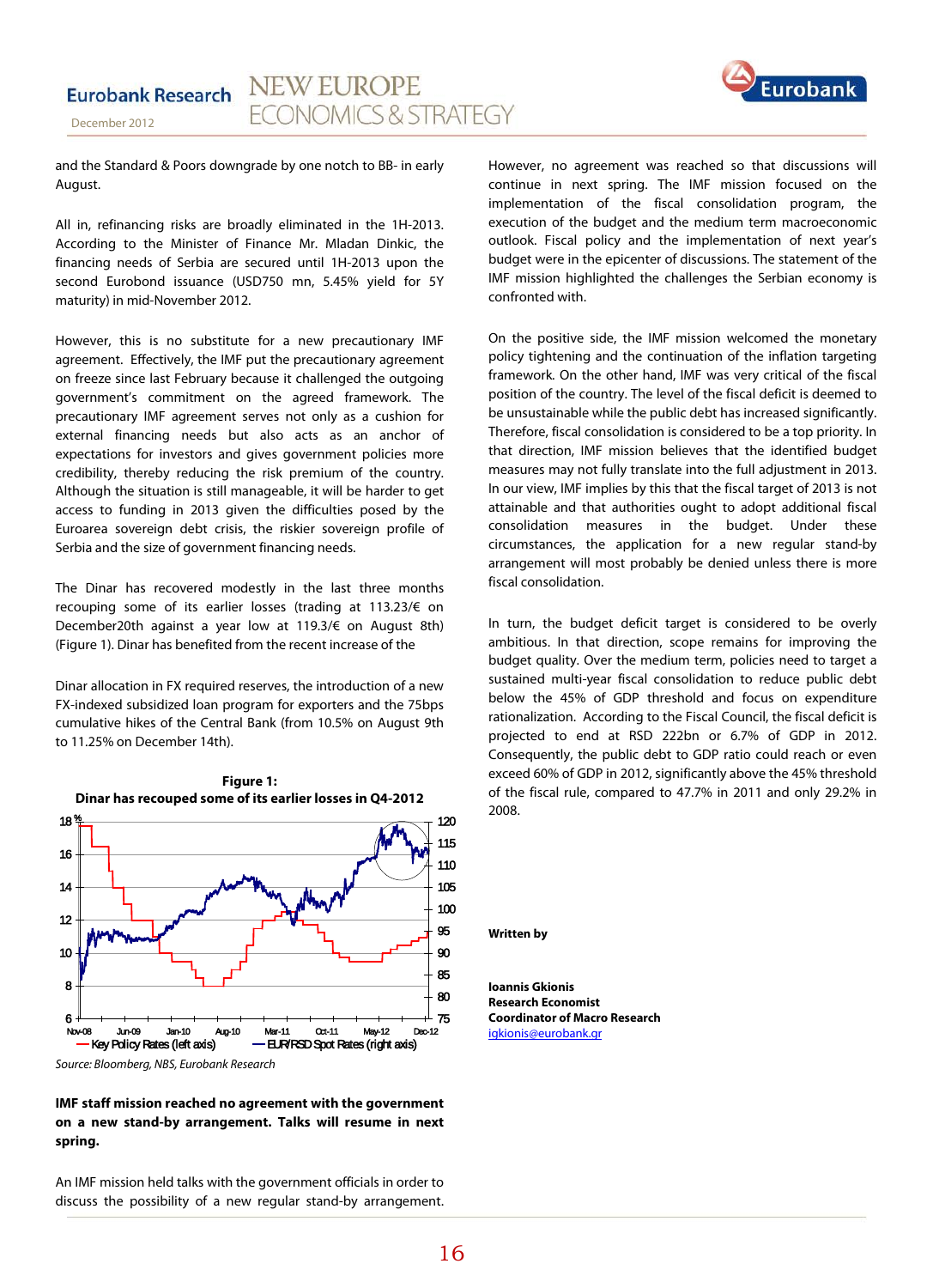and the Standard & Poors downgrade by one notch to BB- in early August.

All in, refinancing risks are broadly eliminated in the 1H-2013. According to the Minister of Finance Mr. Mladan Dinkic, the financing needs of Serbia are secured until 1H-2013 upon the second Eurobond issuance (USD750 mn, 5.45% yield for 5Y maturity) in mid-November 2012.

However, this is no substitute for a new precautionary IMF agreement. Effectively, the IMF put the precautionary agreement on freeze since last February because it challenged the outgoing government's commitment on the agreed framework. The precautionary IMF agreement serves not only as a cushion for external financing needs but also acts as an anchor of expectations for investors and gives government policies more credibility, thereby reducing the risk premium of the country. Although the situation is still manageable, it will be harder to get access to funding in 2013 given the difficulties posed by the Euroarea sovereign debt crisis, the riskier sovereign profile of Serbia and the size of government financing needs.

The Dinar has recovered modestly in the last three months recouping some of its earlier losses (trading at 113.23/€ on December20th against a year low at 119.3/€ on August 8th) (Figure 1). Dinar has benefited from the recent increase of the

Dinar allocation in FX required reserves, the introduction of a new FX-indexed subsidized loan program for exporters and the 75bps cumulative hikes of the Central Bank (from 10.5% on August 9th to 11.25% on December 14th).

**Figure 1:**
**Dinar has recouped some of its earlier losses in Q4-2012**

Key Policy Rates (left axis) — EUR/RSD Spot Rates (right axis)

*Source: Bloomberg, NBS, Eurobank Research*

**IMF staff mission reached no agreement with the government on a new stand-by arrangement. Talks will resume in next spring.**

An IMF mission held talks with the government officials in order to discuss the possibility of a new regular stand-by arrangement. However, no agreement was reached so that discussions will continue in next spring. The IMF mission focused on the implementation of the fiscal consolidation program, the execution of the budget and the medium term macroeconomic outlook. Fiscal policy and the implementation of next year's budget were in the epicenter of discussions. The statement of the IMF mission highlighted the challenges the Serbian economy is confronted with.

On the positive side, the IMF mission welcomed the monetary policy tightening and the continuation of the inflation targeting framework. On the other hand, IMF was very critical of the fiscal position of the country. The level of the fiscal deficit is deemed to be unsustainable while the public debt has increased significantly. Therefore, fiscal consolidation is considered to be a top priority. In that direction, IMF mission believes that the identified budget measures may not fully translate into the full adjustment in 2013. In our view, IMF implies by this that the fiscal target of 2013 is not attainable and that authorities ought to adopt additional fiscal consolidation measures in the budget. Under these circumstances, the application for a new regular stand-by arrangement will most probably be denied unless there is more fiscal consolidation.

In turn, the budget deficit target is considered to be overly ambitious. In that direction, scope remains for improving the budget quality. Over the medium term, policies need to target a sustained multi-year fiscal consolidation to reduce public debt below the 45% of GDP threshold and focus on expenditure rationalization. According to the Fiscal Council, the fiscal deficit is projected to end at RSD 222bn or 6.7% of GDP in 2012. Consequently, the public debt to GDP ratio could reach or even exceed 60% of GDP in 2012, significantly above the 45% threshold of the fiscal rule, compared to 47.7% in 2011 and only 29.2% in 2008.

**Written by**

**Ioannis Gkionis**
**Research Economist**
**Coordinator of Macro Research**
igkionis@eurobank.gr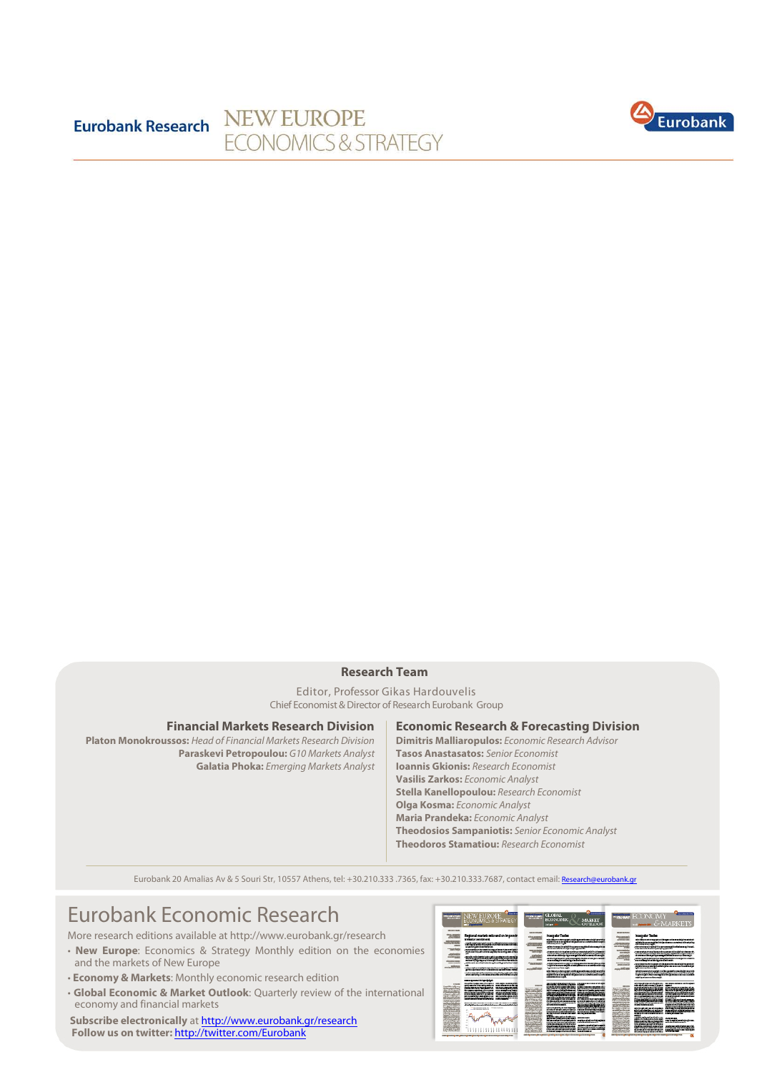## Research Team

Editor, Professor Gikas Hardouvelis
Chief Economist & Director of Research Eurobank Group

### Financial Markets Research Division

**Platon Monokroussos:** *Head of Financial Markets Research Division*
**Paraskevi Petropoulou:** *G10 Markets Analyst*
**Galatia Phoka:** *Emerging Markets Analyst*

### Economic Research & Forecasting Division

**Dimitris Malliaropulos:** *Economic Research Advisor*
**Tasos Anastasatos:** *Senior Economist*
**Ioannis Gkionis:** *Research Economist*
**Vasilis Zarkos:** *Economic Analyst*
**Stella Kanellopoulou:** *Research Economist*
**Olga Kosma:** *Economic Analyst*
**Maria Prandeka:** *Economic Analyst*
**Theodosios Sampaniotis:** *Senior Economic Analyst*
**Theodoros Stamatiou:** *Research Economist*

Eurobank 20 Amalias Av & 5 Souri Str, 10557 Athens, tel: +30.210.333 .7365, fax: +30.210.333.7687, contact email: Research@eurobank.gr

# Eurobank Economic Research

More research editions available at http://www.eurobank.gr/research

- **New Europe**: Economics & Strategy Monthly edition on the economies and the markets of New Europe
- **Economy & Markets**: Monthly economic research edition
- **Global Economic & Market Outlook**: Quarterly review of the international economy and financial markets

**Subscribe electronically** at http://www.eurobank.gr/research
**Follow us on twitter:** http://twitter.com/Eurobank